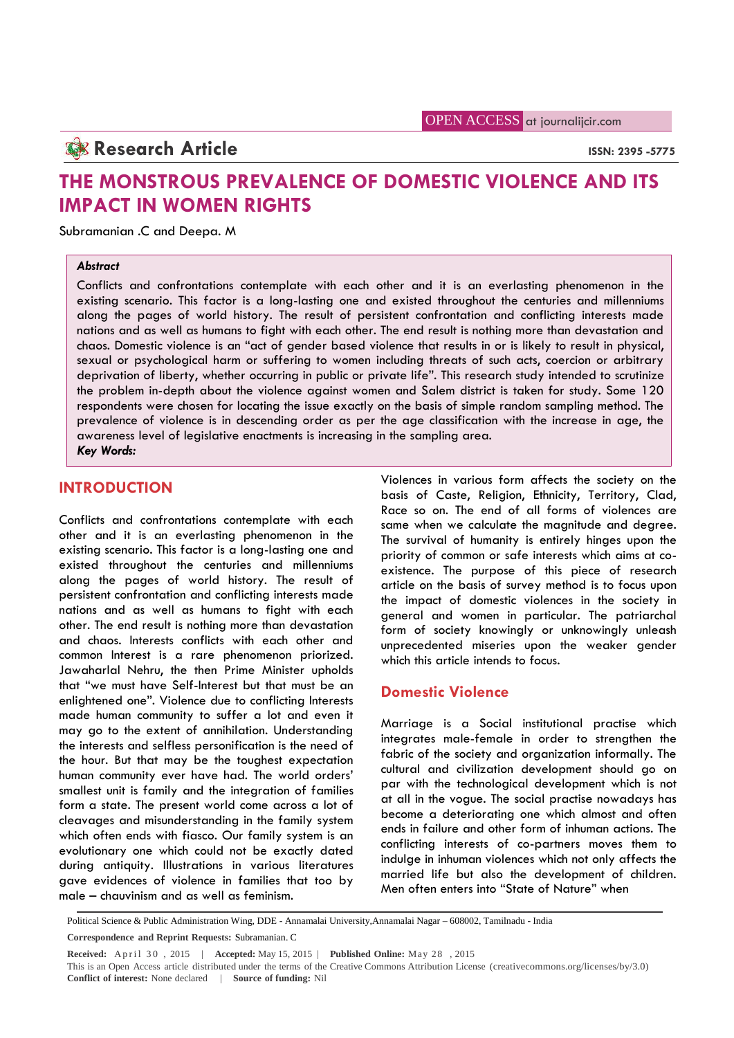OPEN ACCESS at journalijcir.com

**Research Article**

ISSN: 2395 -5775

# THE MONSTROUS PREVALENCE OF DOMESTIC VIOLENCE AND ITS IMPACT IN WOMEN RIGHTS

Subramanian .C and Deepa. M

***Abstract***

Conflicts and confrontations contemplate with each other and it is an everlasting phenomenon in the existing scenario. This factor is a long-lasting one and existed throughout the centuries and millenniums along the pages of world history. The result of persistent confrontation and conflicting interests made nations and as well as humans to fight with each other. The end result is nothing more than devastation and chaos. Domestic violence is an "act of gender based violence that results in or is likely to result in physical, sexual or psychological harm or suffering to women including threats of such acts, coercion or arbitrary deprivation of liberty, whether occurring in public or private life". This research study intended to scrutinize the problem in-depth about the violence against women and Salem district is taken for study. Some 120 respondents were chosen for locating the issue exactly on the basis of simple random sampling method. The prevalence of violence is in descending order as per the age classification with the increase in age, the awareness level of legislative enactments is increasing in the sampling area.

***Key Words:***

## INTRODUCTION

Conflicts and confrontations contemplate with each other and it is an everlasting phenomenon in the existing scenario. This factor is a long-lasting one and existed throughout the centuries and millenniums along the pages of world history. The result of persistent confrontation and conflicting interests made nations and as well as humans to fight with each other. The end result is nothing more than devastation and chaos. Interests conflicts with each other and common Interest is a rare phenomenon priorized. Jawaharlal Nehru, the then Prime Minister upholds that "we must have Self-Interest but that must be an enlightened one". Violence due to conflicting Interests made human community to suffer a lot and even it may go to the extent of annihilation. Understanding the interests and selfless personification is the need of the hour. But that may be the toughest expectation human community ever have had. The world orders' smallest unit is family and the integration of families form a state. The present world come across a lot of cleavages and misunderstanding in the family system which often ends with fiasco. Our family system is an evolutionary one which could not be exactly dated during antiquity. Illustrations in various literatures gave evidences of violence in families that too by male – chauvinism and as well as feminism.

Violences in various form affects the society on the basis of Caste, Religion, Ethnicity, Territory, Clad, Race so on. The end of all forms of violences are same when we calculate the magnitude and degree. The survival of humanity is entirely hinges upon the priority of common or safe interests which aims at co-existence. The purpose of this piece of research article on the basis of survey method is to focus upon the impact of domestic violences in the society in general and women in particular. The patriarchal form of society knowingly or unknowingly unleash unprecedented miseries upon the weaker gender which this article intends to focus.

## Domestic Violence

Marriage is a Social institutional practise which integrates male-female in order to strengthen the fabric of the society and organization informally. The cultural and civilization development should go on par with the technological development which is not at all in the vogue. The social practise nowadays has become a deteriorating one which almost and often ends in failure and other form of inhuman actions. The conflicting interests of co-partners moves them to indulge in inhuman violences which not only affects the married life but also the development of children. Men often enters into "State of Nature" when

Political Science & Public Administration Wing, DDE - Annamalai University,Annamalai Nagar – 608002, Tamilnadu - India

**Correspondence and Reprint Requests:** Subramanian. C

**Received:** April 30 , 2015 | **Accepted:** May 15, 2015 | **Published Online:** May 28 , 2015

This is an Open Access article distributed under the terms of the Creative Commons Attribution License (creativecommons.org/licenses/by/3.0)

**Conflict of interest:** None declared | **Source of funding:** Nil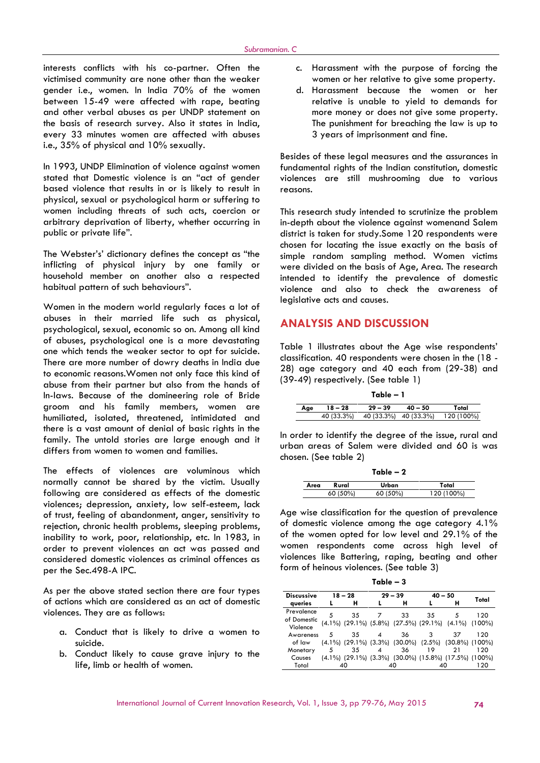interests conflicts with his co-partner. Often the victimised community are none other than the weaker gender i.e., women. In India 70% of the women between 15-49 were affected with rape, beating and other verbal abuses as per UNDP statement on the basis of research survey. Also it states in India, every 33 minutes women are affected with abuses i.e., 35% of physical and 10% sexually.

In 1993, UNDP Elimination of violence against women stated that Domestic violence is an "act of gender based violence that results in or is likely to result in physical, sexual or psychological harm or suffering to women including threats of such acts, coercion or arbitrary deprivation of liberty, whether occurring in public or private life".

The Webster's' dictionary defines the concept as "the inflicting of physical injury by one family or household member on another also a respected habitual pattern of such behaviours".

Women in the modern world regularly faces a lot of abuses in their married life such as physical, psychological, sexual, economic so on. Among all kind of abuses, psychological one is a more devastating one which tends the weaker sector to opt for suicide. There are more number of dowry deaths in India due to economic reasons.Women not only face this kind of abuse from their partner but also from the hands of In-laws. Because of the domineering role of Bride groom and his family members, women are humiliated, isolated, threatened, intimidated and there is a vast amount of denial of basic rights in the family. The untold stories are large enough and it differs from women to women and families.

The effects of violences are voluminous which normally cannot be shared by the victim. Usually following are considered as effects of the domestic violences; depression, anxiety, low self-esteem, lack of trust, feeling of abandonment, anger, sensitivity to rejection, chronic health problems, sleeping problems, inability to work, poor, relationship, etc. In 1983, in order to prevent violences an act was passed and considered domestic violences as criminal offences as per the Sec.498-A IPC.

As per the above stated section there are four types of actions which are considered as an act of domestic violences. They are as follows:

a. Conduct that is likely to drive a women to suicide.
b. Conduct likely to cause grave injury to the life, limb or health of women.
c. Harassment with the purpose of forcing the women or her relative to give some property.
d. Harassment because the women or her relative is unable to yield to demands for more money or does not give some property. The punishment for breaching the law is up to 3 years of imprisonment and fine.

Besides of these legal measures and the assurances in fundamental rights of the Indian constitution, domestic violences are still mushrooming due to various reasons.

This research study intended to scrutinize the problem in-depth about the violence against womenand Salem district is taken for study.Some 120 respondents were chosen for locating the issue exactly on the basis of simple random sampling method. Women victims were divided on the basis of Age, Area. The research intended to identify the prevalence of domestic violence and also to check the awareness of legislative acts and causes.

## ANALYSIS AND DISCUSSION

Table 1 illustrates about the Age wise respondents' classification. 40 respondents were chosen in the (18 - 28) age category and 40 each from (29-38) and (39-49) respectively. (See table 1)

**Table – 1**

| Age | 18 – 28 | 29 – 39 | 40 – 50 | Total |
|---|---|---|---|---|
| | 40 (33.3%) | 40 (33.3%) | 40 (33.3%) | 120 (100%) |

In order to identify the degree of the issue, rural and urban areas of Salem were divided and 60 is was chosen. (See table 2)

**Table – 2**

| Area | Rural | Urban | Total |
|---|---|---|---|
| | 60 (50%) | 60 (50%) | 120 (100%) |

Age wise classification for the question of prevalence of domestic violence among the age category 4.1% of the women opted for low level and 29.1% of the women respondents come across high level of violences like Battering, raping, beating and other form of heinous violences. (See table 3)

**Table – 3**

| Discussive queries | 18 – 28 | | 29 – 39 | | 40 – 50 | | Total |
|---|---|---|---|---|---|---|---|
| | L | H | L | H | L | H | |
| Prevalence of Domestic Violence | 5 (4.1%) | 35 (29.1%) | 7 (5.8%) | 33 (27.5%) | 35 (29.1%) | 5 (4.1%) | 120 (100%) |
| Awareness of law | 5 (4.1%) | 35 (29.1%) | 4 (3.3%) | 36 (30.0%) | 3 (2.5%) | 37 (30.8%) | 120 (100%) |
| Monetary Causes | 5 (4.1%) | 35 (29.1%) | 4 (3.3%) | 36 (30.0%) | 19 (15.8%) | 21 (17.5%) | 120 (100%) |
| Total | 40 | | 40 | | 40 | | 120 |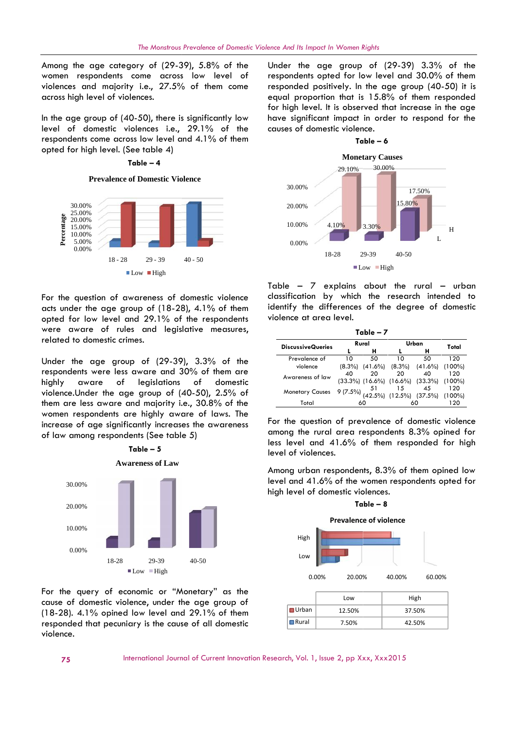Among the age category of (29-39), 5.8% of the women respondents come across low level of violences and majority i.e., 27.5% of them come across high level of violences.

In the age group of (40-50), there is significantly low level of domestic violences i.e., 29.1% of the respondents come across low level and 4.1% of them opted for high level. (See table 4)

**Table – 4**

**Prevalence of Domestic Violence**

For the question of awareness of domestic violence acts under the age group of (18-28), 4.1% of them opted for low level and 29.1% of the respondents were aware of rules and legislative measures, related to domestic crimes.

Under the age group of (29-39), 3.3% of the respondents were less aware and 30% of them are highly aware of legislations of domestic violence.Under the age group of (40-50), 2.5% of them are less aware and majority i.e., 30.8% of the women respondents are highly aware of laws. The increase of age significantly increases the awareness of law among respondents (See table 5)

**Table – 5**

**Awareness of Law**

For the query of economic or "Monetary" as the cause of domestic violence, under the age group of (18-28). 4.1% opined low level and 29.1% of them responded that pecuniary is the cause of all domestic violence.

Under the age group of (29-39) 3.3% of the respondents opted for low level and 30.0% of them responded positively. In the age group (40-50) it is equal proportion that is 15.8% of them responded for high level. It is observed that increase in the age have significant impact in order to respond for the causes of domestic violence.

**Table – 6**

**Monetary Causes**

Table – 7 explains about the rural – urban classification by which the research intended to identify the differences of the degree of domestic violence at area level.

**Table – 7**

| DiscussiveQueries | Rural | | Urban | | Total |
|---|---|---|---|---|---|
| | L | H | L | H | |
| Prevalence of violence | 10 (8.3%) | 50 (41.6%) | 10 (8.3%) | 50 (41.6%) | 120 (100%) |
| Awareness of law | 40 (33.3%) | 20 (16.6%) | 20 (16.6%) | 40 (33.3%) | 120 (100%) |
| Monetary Causes | 9 (7.5%) | 51 (42.5%) | 15 (12.5%) | 45 (37.5%) | 120 (100%) |
| Total | 60 | | 60 | | 120 |

For the question of prevalence of domestic violence among the rural area respondents 8.3% opined for less level and 41.6% of them responded for high level of violences.

Among urban respondents, 8.3% of them opined low level and 41.6% of the women respondents opted for high level of domestic violences.

**Table – 8**

**Prevalence of violence**

| | Low | High |
|---|---|---|
| Urban | 12.50% | 37.50% |
| Rural | 7.50% | 42.50% |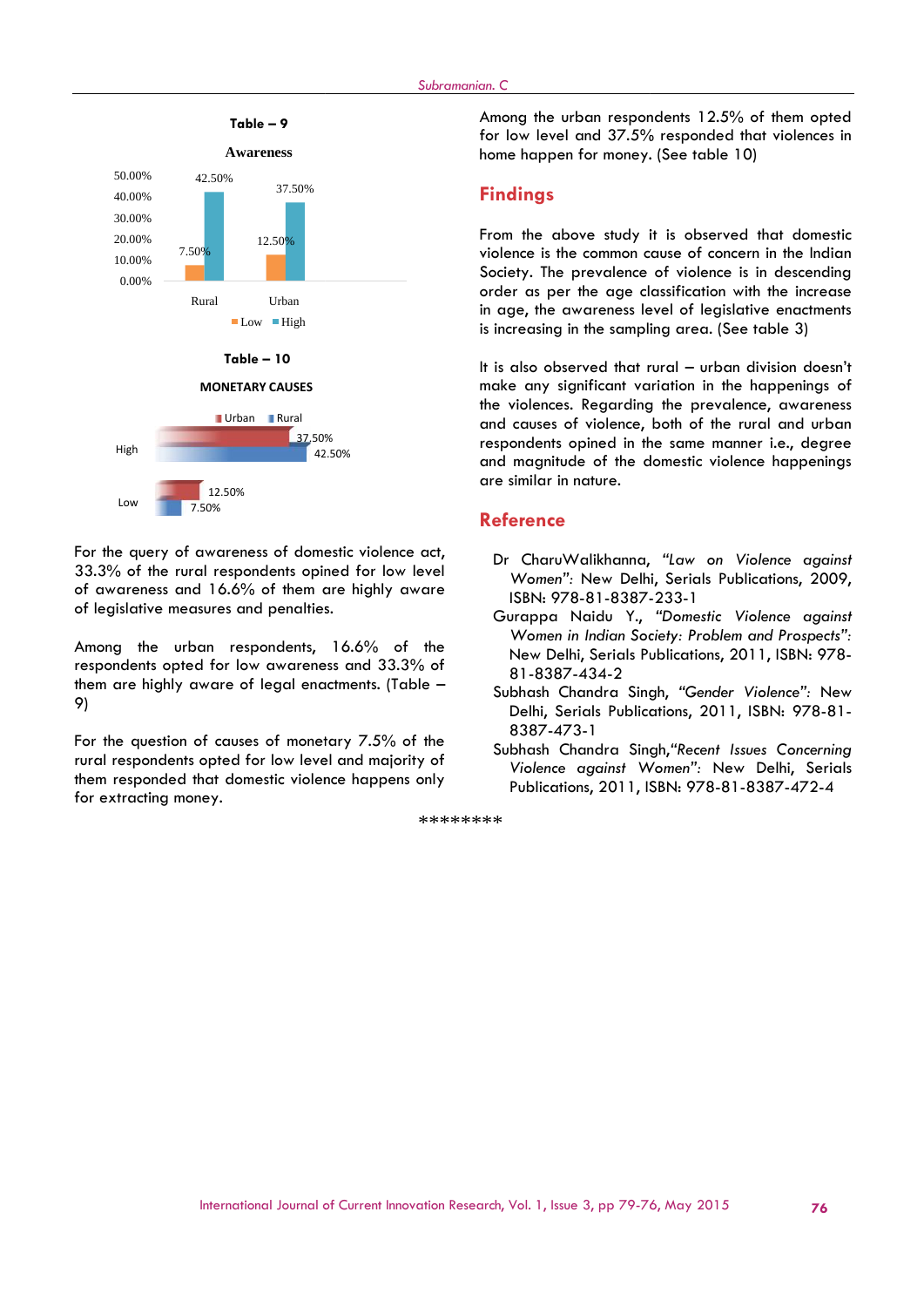**Table – 9**

Awareness

50.00%
40.00%
30.00%
20.00%
10.00%
0.00%

42.50%
37.50%
7.50%
12.50%

Rural
Urban

Low
High

**Table – 10**

**MONETARY CAUSES**

Urban
Rural

High
37.50%
42.50%

Low
12.50%
7.50%

For the query of awareness of domestic violence act, 33.3% of the rural respondents opined for low level of awareness and 16.6% of them are highly aware of legislative measures and penalties.

Among the urban respondents, 16.6% of the respondents opted for low awareness and 33.3% of them are highly aware of legal enactments. (Table – 9)

For the question of causes of monetary 7.5% of the rural respondents opted for low level and majority of them responded that domestic violence happens only for extracting money.

Among the urban respondents 12.5% of them opted for low level and 37.5% responded that violences in home happen for money. (See table 10)

## Findings

From the above study it is observed that domestic violence is the common cause of concern in the Indian Society. The prevalence of violence is in descending order as per the age classification with the increase in age, the awareness level of legislative enactments is increasing in the sampling area. (See table 3)

It is also observed that rural – urban division doesn't make any significant variation in the happenings of the violences. Regarding the prevalence, awareness and causes of violence, both of the rural and urban respondents opined in the same manner i.e., degree and magnitude of the domestic violence happenings are similar in nature.

## Reference

Dr CharuWalikhanna, *"Law on Violence against Women"*: New Delhi, Serials Publications, 2009, ISBN: 978-81-8387-233-1

Gurappa Naidu Y., *"Domestic Violence against Women in Indian Society: Problem and Prospects"*: New Delhi, Serials Publications, 2011, ISBN: 978-81-8387-434-2

Subhash Chandra Singh, *"Gender Violence"*: New Delhi, Serials Publications, 2011, ISBN: 978-81-8387-473-1

Subhash Chandra Singh,*"Recent Issues Concerning Violence against Women"*: New Delhi, Serials Publications, 2011, ISBN: 978-81-8387-472-4

********